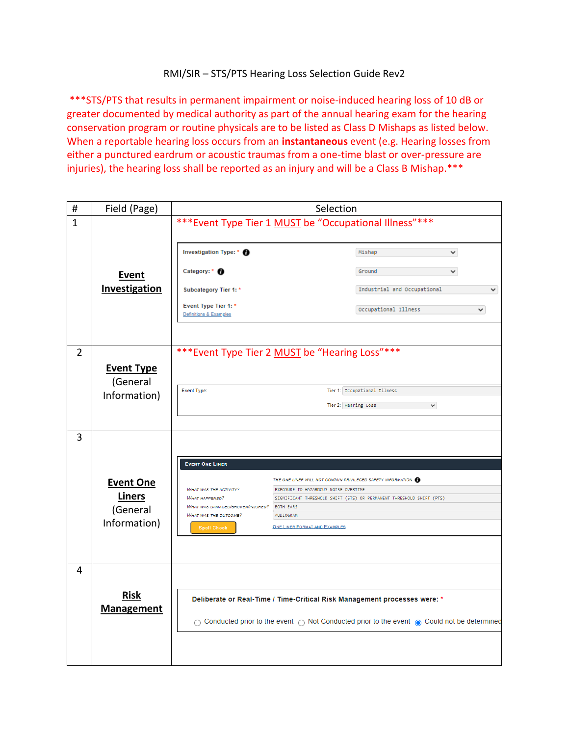RMI/SIR – STS/PTS Hearing Loss Selection Guide Rev2

***STS/PTS that results in permanent impairment or noise-induced hearing loss of 10 dB or greater documented by medical authority as part of the annual hearing exam for the hearing conservation program or routine physicals are to be listed as Class D Mishaps as listed below. When a reportable hearing loss occurs from an **instantaneous** event (e.g. Hearing losses from either a punctured eardrum or acoustic traumas from a one-time blast or over-pressure are injuries), the hearing loss shall be reported as an injury and will be a Class B Mishap.***

| # | Field (Page) | Selection |
|---|---|---|
| 1 | **Event Investigation** | ***Event Type Tier 1 MUST be "Occupational Illness"***<br>Investigation Type: * Mishap<br>Category: * Ground<br>Subcategory Tier 1: * Industrial and Occupational<br>Event Type Tier 1: * Occupational Illness<br>Definitions & Examples |
| 2 | **Event Type** (General Information) | ***Event Type Tier 2 MUST be "Hearing Loss"***<br>Event Type: Tier 1: Occupational Illness<br>Tier 2: Hearing Loss |
| 3 | **Event One Liners** (General Information) | EVENT ONE LINER<br>THE ONE LINER WILL NOT CONTAIN PRIVILEGED SAFETY INFORMATION<br>WHAT WAS THE ACTIVITY? EXPOSURE TO HAZARDOUS NOISE OVERTIME<br>WHAT HAPPENED? SIGNIFICANT THRESHOLD SHIFT (STS) OR PERMANENT THRESHOLD SHIFT (PTS)<br>WHAT WAS DAMAGED/BROKEN/INJURED? BOTH EARS<br>WHAT WAS THE OUTCOME? AUDIOGRAM<br>Spell Check<br>ONE LINER FORMAT AND EXAMPLES |
| 4 | **Risk Management** | Deliberate or Real-Time / Time-Critical Risk Management processes were: *<br>○ Conducted prior to the event ○ Not Conducted prior to the event ● Could not be determined |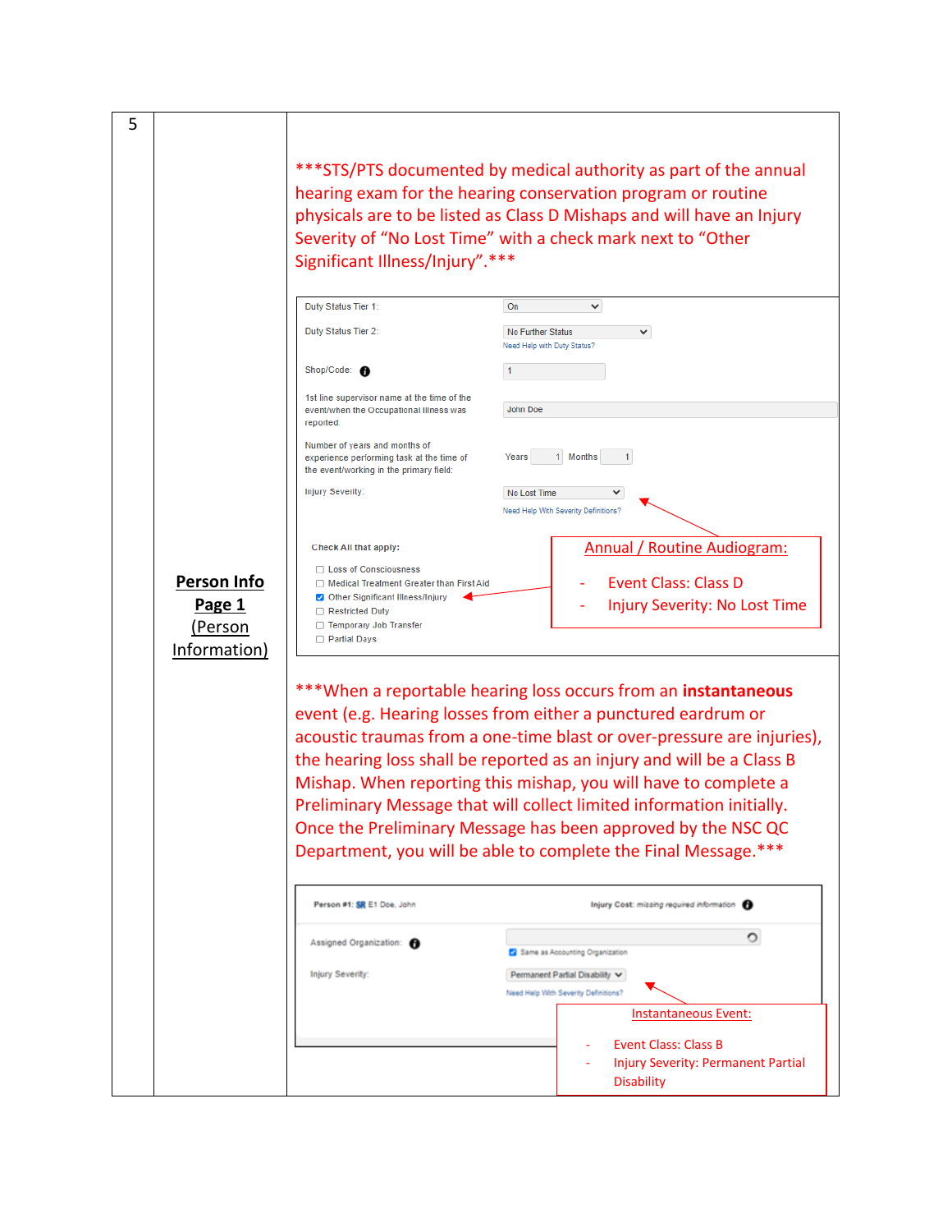| 5 | **Person Info Page 1** (Person Information) | ***STS/PTS documented by medical authority as part of the annual hearing exam for the hearing conservation program or routine physicals are to be listed as Class D Mishaps and will have an Injury Severity of "No Lost Time" with a check mark next to "Other Significant Illness/Injury".*** <br><br> Duty Status Tier 1: On <br> Duty Status Tier 2: No Further Status <br> Need Help with Duty Status? <br> Shop/Code: 1 <br> 1st line supervisor name at the time of the event/when the Occupational Illness was reported: John Doe <br> Number of years and months of experience performing task at the time of the event/working in the primary field: Years 1 Months 1 <br> Injury Severity: No Lost Time <br> Need Help With Severity Definitions? <br> Check All that apply: <br> ☐ Loss of Consciousness <br> ☐ Medical Treatment Greater than First Aid <br> ☑ Other Significant Illness/Injury <br> ☐ Restricted Duty <br> ☐ Temporary Job Transfer <br> ☐ Partial Days <br><br> Annual / Routine Audiogram: <br> - Event Class: Class D <br> - Injury Severity: No Lost Time <br><br> ***When a reportable hearing loss occurs from an **instantaneous** event (e.g. Hearing losses from either a punctured eardrum or acoustic traumas from a one-time blast or over-pressure are injuries), the hearing loss shall be reported as an injury and will be a Class B Mishap. When reporting this mishap, you will have to complete a Preliminary Message that will collect limited information initially. Once the Preliminary Message has been approved by the NSC QC Department, you will be able to complete the Final Message.*** <br><br> Person #1: SR E1 Doe, John <br> Injury Cost: missing required information <br> Assigned Organization: <br> ☑ Same as Accounting Organization <br> Injury Severity: Permanent Partial Disability <br> Need Help With Severity Definitions? <br><br> Instantaneous Event: <br> - Event Class: Class B <br> - Injury Severity: Permanent Partial Disability |
|---|---|---|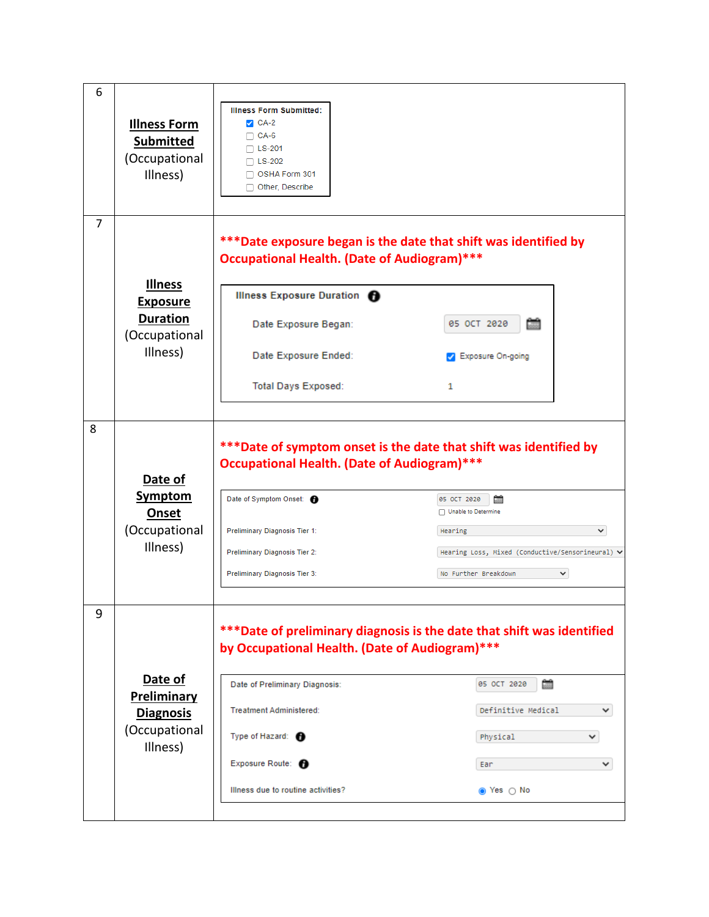| | | |
|---|---|---|
| 6 | **Illness Form Submitted** (Occupational Illness) | **Illness Form Submitted:**<br>☑ CA-2<br>☐ CA-6<br>☐ LS-201<br>☐ LS-202<br>☐ OSHA Form 301<br>☐ Other, Describe |
| 7 | **Illness Exposure Duration** (Occupational Illness) | **\*\*\*Date exposure began is the date that shift was identified by Occupational Health. (Date of Audiogram)\*\*\***<br><br>**Illness Exposure Duration**<br>Date Exposure Began: 05 OCT 2020<br>Date Exposure Ended: ☑ Exposure On-going<br>Total Days Exposed: 1 |
| 8 | **Date of Symptom Onset** (Occupational Illness) | **\*\*\*Date of symptom onset is the date that shift was identified by Occupational Health. (Date of Audiogram)\*\*\***<br><br>Date of Symptom Onset: 05 OCT 2020<br>☐ Unable to Determine<br>Preliminary Diagnosis Tier 1: Hearing<br>Preliminary Diagnosis Tier 2: Hearing Loss, Mixed (Conductive/Sensorineural)<br>Preliminary Diagnosis Tier 3: No Further Breakdown |
| 9 | **Date of Preliminary Diagnosis** (Occupational Illness) | **\*\*\*Date of preliminary diagnosis is the date that shift was identified by Occupational Health. (Date of Audiogram)\*\*\***<br><br>Date of Preliminary Diagnosis: 05 OCT 2020<br>Treatment Administered: Definitive Medical<br>Type of Hazard: Physical<br>Exposure Route: Ear<br>Illness due to routine activities? ◉ Yes ○ No |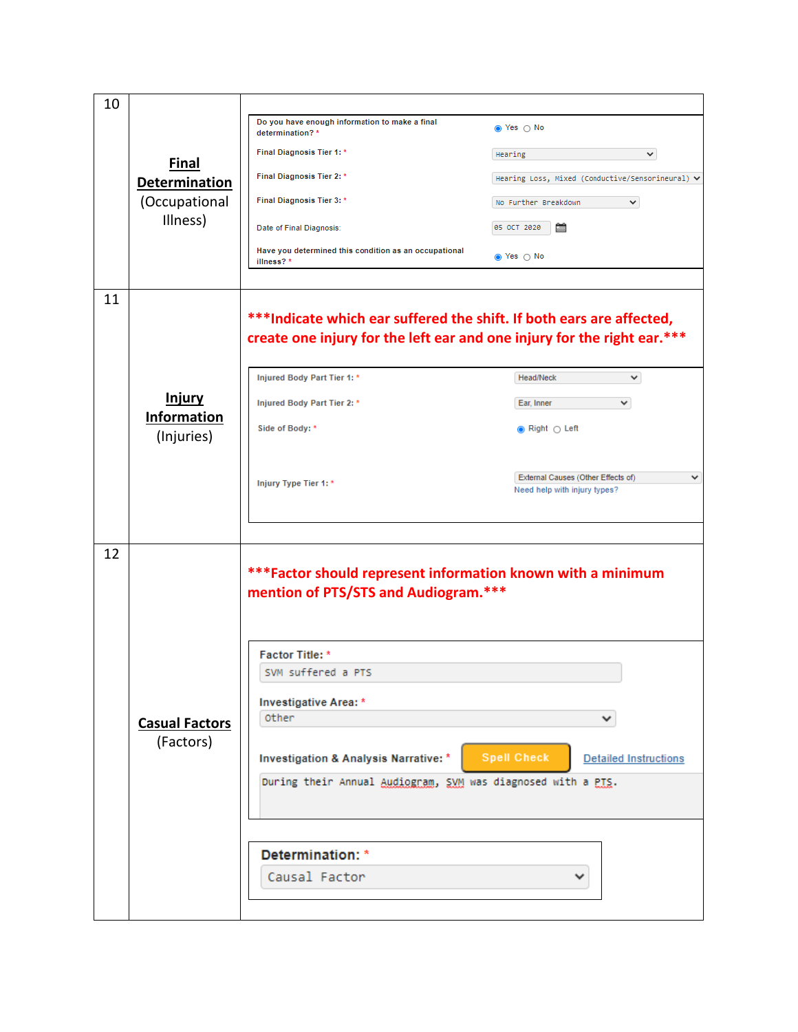| | | |
|---|---|---|
| 10 | **Final Determination** (Occupational Illness) | Do you have enough information to make a final determination? * ◉ Yes ○ No<br>Final Diagnosis Tier 1: * Hearing<br>Final Diagnosis Tier 2: * Hearing Loss, Mixed (Conductive/Sensorineural)<br>Final Diagnosis Tier 3: * No Further Breakdown<br>Date of Final Diagnosis: 05 OCT 2020<br>Have you determined this condition as an occupational illness? * ◉ Yes ○ No |
| 11 | **Injury Information** (Injuries) | **\*\*\*Indicate which ear suffered the shift. If both ears are affected, create one injury for the left ear and one injury for the right ear.\*\*\***<br><br>Injured Body Part Tier 1: * Head/Neck<br>Injured Body Part Tier 2: * Ear, Inner<br>Side of Body: * ◉ Right ○ Left<br>Injury Type Tier 1: * External Causes (Other Effects of)<br>Need help with injury types? |
| 12 | **Casual Factors** (Factors) | **\*\*\*Factor should represent information known with a minimum mention of PTS/STS and Audiogram.\*\*\***<br><br>Factor Title: * SVM suffered a PTS<br>Investigative Area: * Other<br>Investigation & Analysis Narrative: * Spell Check Detailed Instructions<br>During their Annual Audiogram, SVM was diagnosed with a PTS.<br><br>Determination: * Causal Factor |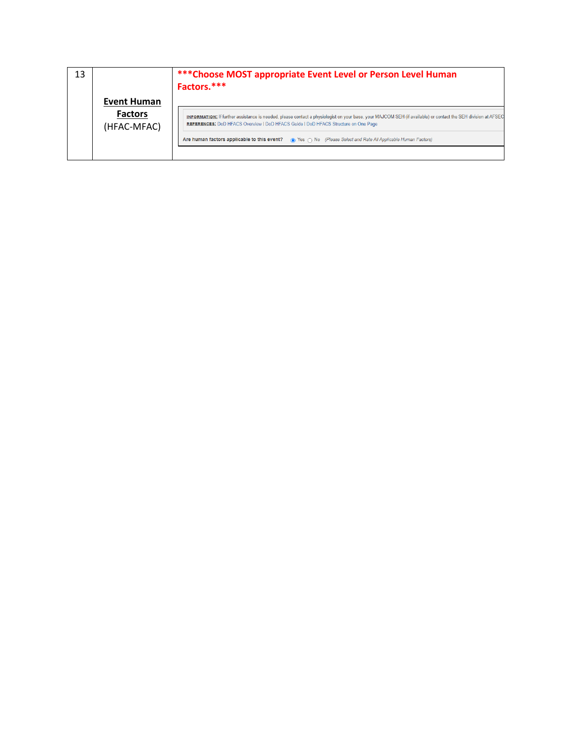| | | |
|---|---|---|
| 13 | **Event Human Factors** (HFAC-MFAC) | **\*\*\*Choose MOST appropriate Event Level or Person Level Human Factors.\*\*\*** INFORMATION: If further assistance is needed, please contact a physiologist on your base, your MAJCOM SEH (if available) or contact the SEH division at AFSEC REFERENCES: DoD HFACS Overview \| DoD HFACS Guide \| DoD HFACS Structure on One Page Are human factors applicable to this event? (•) Yes ( ) No (Please Select and Rate All Applicable Human Factors) |